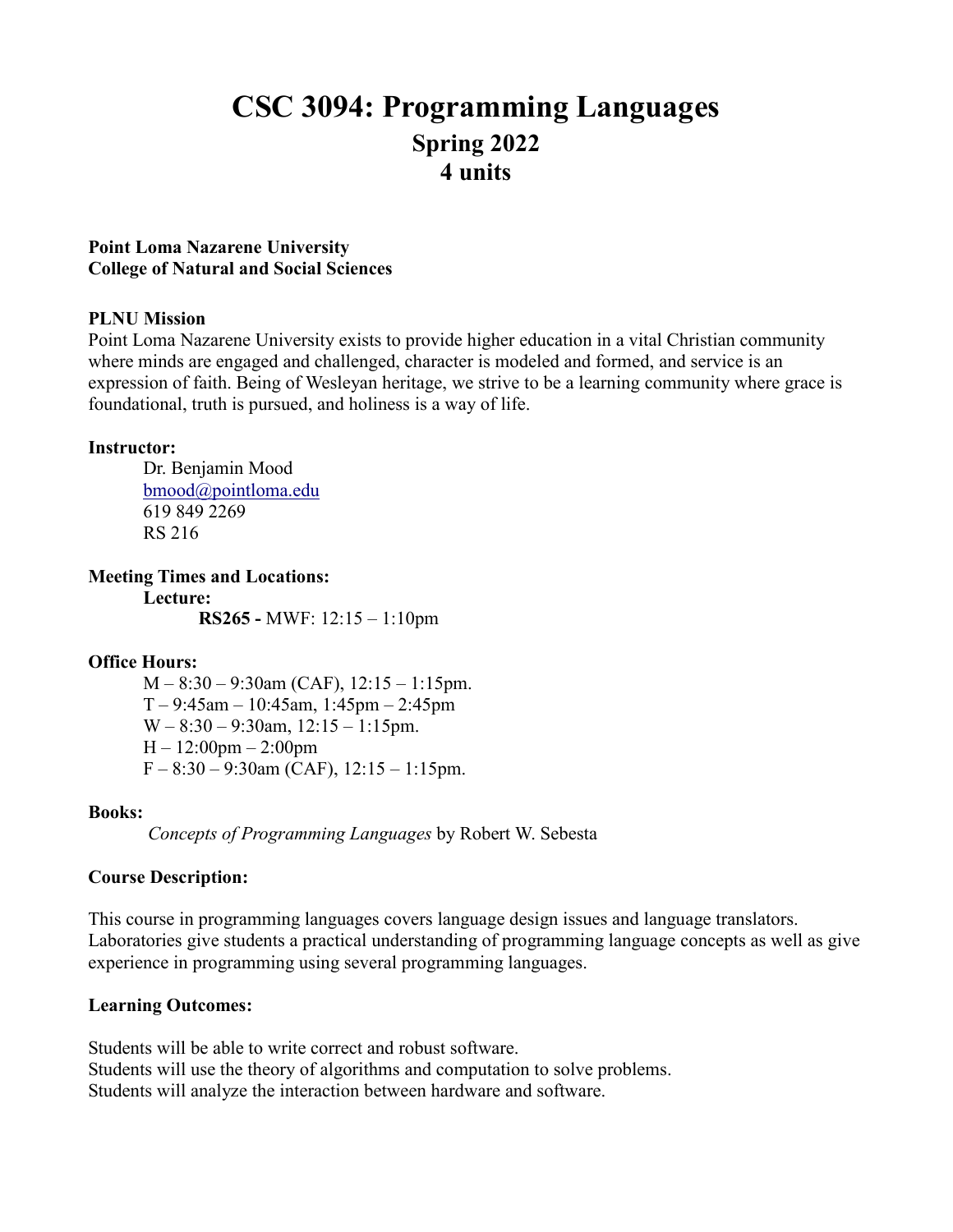# CSC 3094: Programming Languages

## Spring 2022

## 4 units

**Point Loma Nazarene University**
**College of Natural and Social Sciences**

**PLNU Mission**

Point Loma Nazarene University exists to provide higher education in a vital Christian community where minds are engaged and challenged, character is modeled and formed, and service is an expression of faith. Being of Wesleyan heritage, we strive to be a learning community where grace is foundational, truth is pursued, and holiness is a way of life.

**Instructor:**

Dr. Benjamin Mood
bmood@pointloma.edu
619 849 2269
RS 216

**Meeting Times and Locations:**

**Lecture:**

**RS265 -** MWF: 12:15 – 1:10pm

**Office Hours:**

M – 8:30 – 9:30am (CAF), 12:15 – 1:15pm.
T – 9:45am – 10:45am, 1:45pm – 2:45pm
W – 8:30 – 9:30am, 12:15 – 1:15pm.
H – 12:00pm – 2:00pm
F – 8:30 – 9:30am (CAF), 12:15 – 1:15pm.

**Books:**

*Concepts of Programming Languages* by Robert W. Sebesta

**Course Description:**

This course in programming languages covers language design issues and language translators. Laboratories give students a practical understanding of programming language concepts as well as give experience in programming using several programming languages.

**Learning Outcomes:**

Students will be able to write correct and robust software.
Students will use the theory of algorithms and computation to solve problems.
Students will analyze the interaction between hardware and software.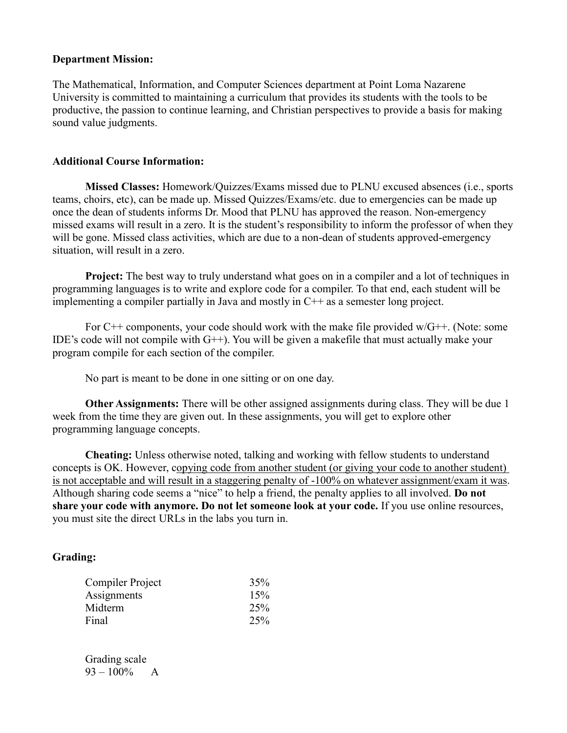**Department Mission:**

The Mathematical, Information, and Computer Sciences department at Point Loma Nazarene University is committed to maintaining a curriculum that provides its students with the tools to be productive, the passion to continue learning, and Christian perspectives to provide a basis for making sound value judgments.

**Additional Course Information:**

**Missed Classes:** Homework/Quizzes/Exams missed due to PLNU excused absences (i.e., sports teams, choirs, etc), can be made up. Missed Quizzes/Exams/etc. due to emergencies can be made up once the dean of students informs Dr. Mood that PLNU has approved the reason. Non-emergency missed exams will result in a zero. It is the student's responsibility to inform the professor of when they will be gone. Missed class activities, which are due to a non-dean of students approved-emergency situation, will result in a zero.

**Project:** The best way to truly understand what goes on in a compiler and a lot of techniques in programming languages is to write and explore code for a compiler. To that end, each student will be implementing a compiler partially in Java and mostly in C++ as a semester long project.

For C++ components, your code should work with the make file provided w/G++. (Note: some IDE's code will not compile with G++). You will be given a makefile that must actually make your program compile for each section of the compiler.

No part is meant to be done in one sitting or on one day.

**Other Assignments:** There will be other assigned assignments during class. They will be due 1 week from the time they are given out. In these assignments, you will get to explore other programming language concepts.

**Cheating:** Unless otherwise noted, talking and working with fellow students to understand concepts is OK. However, copying code from another student (or giving your code to another student) is not acceptable and will result in a staggering penalty of -100% on whatever assignment/exam it was. Although sharing code seems a "nice" to help a friend, the penalty applies to all involved. **Do not share your code with anymore. Do not let someone look at your code.** If you use online resources, you must site the direct URLs in the labs you turn in.

**Grading:**

| | |
|---|---|
| Compiler Project | 35% |
| Assignments | 15% |
| Midterm | 25% |
| Final | 25% |

Grading scale

93 – 100% A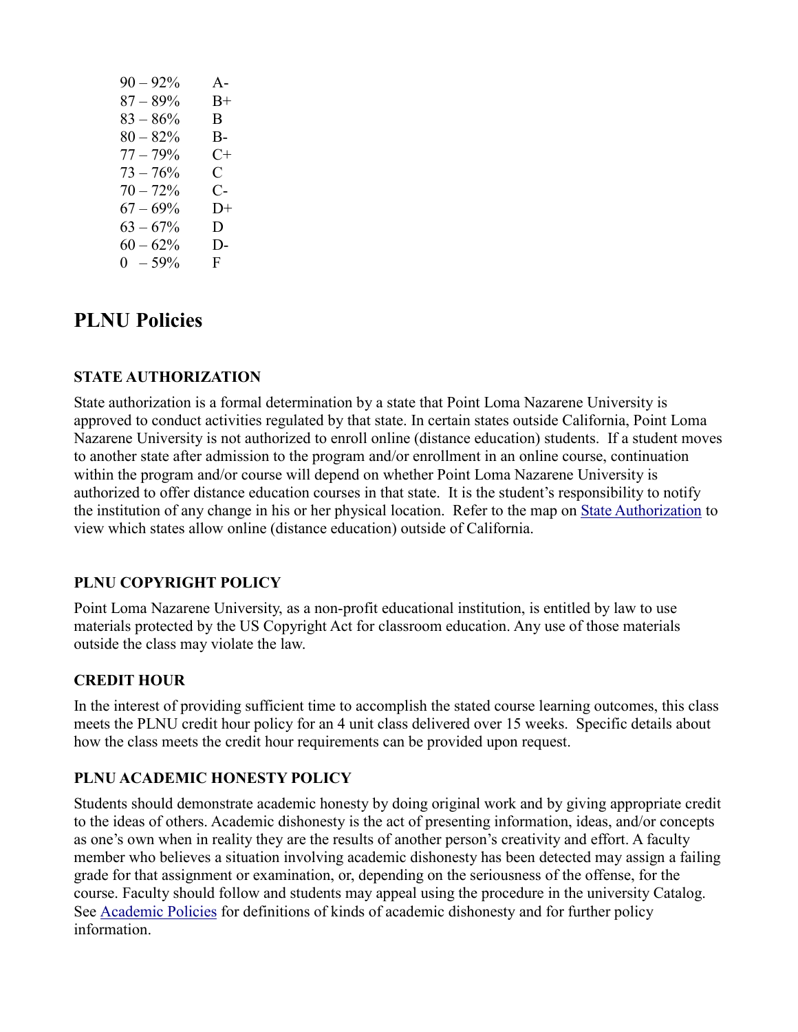| | |
|---|---|
| 90 – 92% | A- |
| 87 – 89% | B+ |
| 83 – 86% | B |
| 80 – 82% | B- |
| 77 – 79% | C+ |
| 73 – 76% | C |
| 70 – 72% | C- |
| 67 – 69% | D+ |
| 63 – 67% | D |
| 60 – 62% | D- |
| 0 – 59% | F |

## PLNU Policies

### STATE AUTHORIZATION

State authorization is a formal determination by a state that Point Loma Nazarene University is approved to conduct activities regulated by that state. In certain states outside California, Point Loma Nazarene University is not authorized to enroll online (distance education) students. If a student moves to another state after admission to the program and/or enrollment in an online course, continuation within the program and/or course will depend on whether Point Loma Nazarene University is authorized to offer distance education courses in that state. It is the student's responsibility to notify the institution of any change in his or her physical location. Refer to the map on State Authorization to view which states allow online (distance education) outside of California.

### PLNU COPYRIGHT POLICY

Point Loma Nazarene University, as a non-profit educational institution, is entitled by law to use materials protected by the US Copyright Act for classroom education. Any use of those materials outside the class may violate the law.

### CREDIT HOUR

In the interest of providing sufficient time to accomplish the stated course learning outcomes, this class meets the PLNU credit hour policy for an 4 unit class delivered over 15 weeks. Specific details about how the class meets the credit hour requirements can be provided upon request.

### PLNU ACADEMIC HONESTY POLICY

Students should demonstrate academic honesty by doing original work and by giving appropriate credit to the ideas of others. Academic dishonesty is the act of presenting information, ideas, and/or concepts as one's own when in reality they are the results of another person's creativity and effort. A faculty member who believes a situation involving academic dishonesty has been detected may assign a failing grade for that assignment or examination, or, depending on the seriousness of the offense, for the course. Faculty should follow and students may appeal using the procedure in the university Catalog. See Academic Policies for definitions of kinds of academic dishonesty and for further policy information.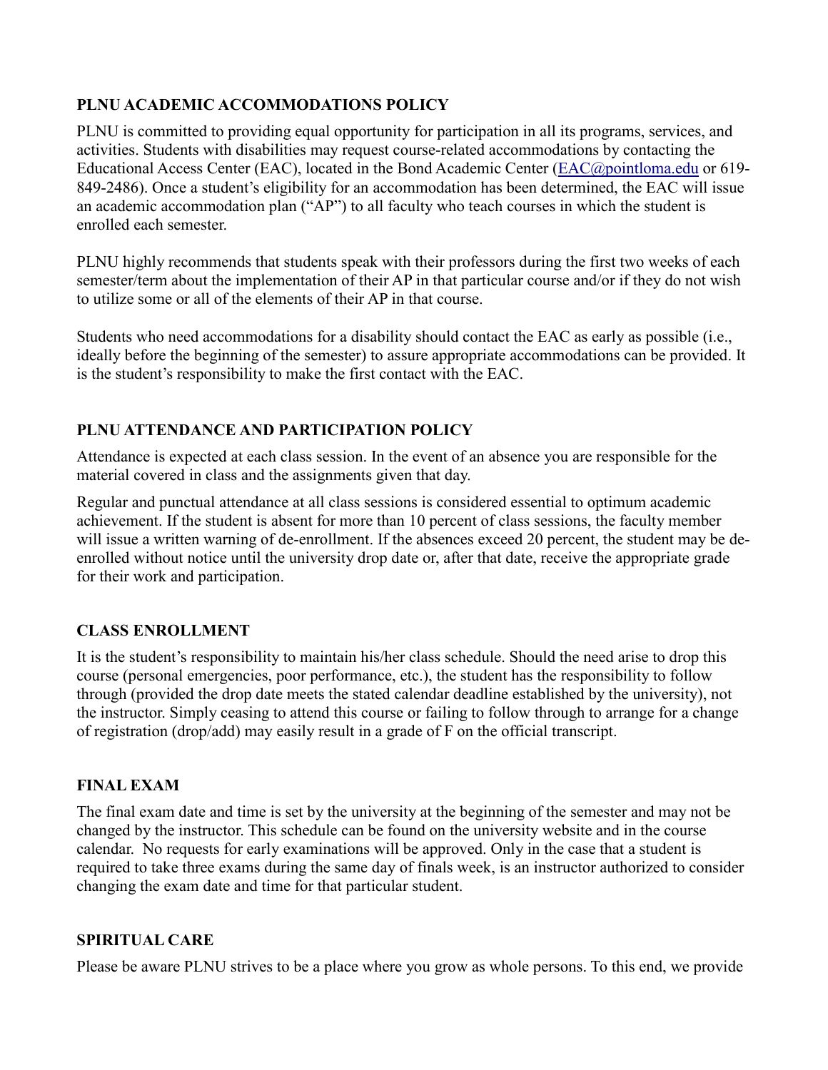**PLNU ACADEMIC ACCOMMODATIONS POLICY**

PLNU is committed to providing equal opportunity for participation in all its programs, services, and activities. Students with disabilities may request course-related accommodations by contacting the Educational Access Center (EAC), located in the Bond Academic Center (EAC@pointloma.edu or 619-849-2486). Once a student's eligibility for an accommodation has been determined, the EAC will issue an academic accommodation plan ("AP") to all faculty who teach courses in which the student is enrolled each semester.

PLNU highly recommends that students speak with their professors during the first two weeks of each semester/term about the implementation of their AP in that particular course and/or if they do not wish to utilize some or all of the elements of their AP in that course.

Students who need accommodations for a disability should contact the EAC as early as possible (i.e., ideally before the beginning of the semester) to assure appropriate accommodations can be provided. It is the student's responsibility to make the first contact with the EAC.

**PLNU ATTENDANCE AND PARTICIPATION POLICY**

Attendance is expected at each class session. In the event of an absence you are responsible for the material covered in class and the assignments given that day.

Regular and punctual attendance at all class sessions is considered essential to optimum academic achievement. If the student is absent for more than 10 percent of class sessions, the faculty member will issue a written warning of de-enrollment. If the absences exceed 20 percent, the student may be de-enrolled without notice until the university drop date or, after that date, receive the appropriate grade for their work and participation.

**CLASS ENROLLMENT**

It is the student's responsibility to maintain his/her class schedule. Should the need arise to drop this course (personal emergencies, poor performance, etc.), the student has the responsibility to follow through (provided the drop date meets the stated calendar deadline established by the university), not the instructor. Simply ceasing to attend this course or failing to follow through to arrange for a change of registration (drop/add) may easily result in a grade of F on the official transcript.

**FINAL EXAM**

The final exam date and time is set by the university at the beginning of the semester and may not be changed by the instructor. This schedule can be found on the university website and in the course calendar. No requests for early examinations will be approved. Only in the case that a student is required to take three exams during the same day of finals week, is an instructor authorized to consider changing the exam date and time for that particular student.

**SPIRITUAL CARE**

Please be aware PLNU strives to be a place where you grow as whole persons. To this end, we provide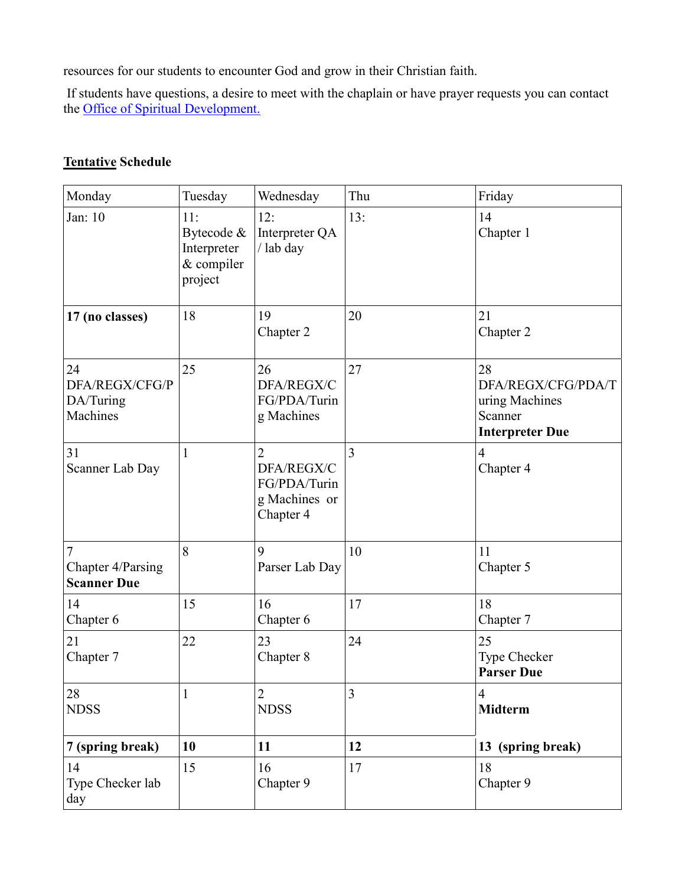resources for our students to encounter God and grow in their Christian faith.

If students have questions, a desire to meet with the chaplain or have prayer requests you can contact the [Office of Spiritual Development.]

**Tentative Schedule**

| Monday | Tuesday | Wednesday | Thu | Friday |
|---|---|---|---|---|
| Jan: 10 | 11: Bytecode & Interpreter & compiler project | 12: Interpreter QA / lab day | 13: | 14 Chapter 1 |
| **17 (no classes)** | 18 | 19 Chapter 2 | 20 | 21 Chapter 2 |
| 24 DFA/REGX/CFG/PDA/Turing Machines | 25 | 26 DFA/REGX/CFG/PDA/Turing Machines | 27 | 28 DFA/REGX/CFG/PDA/Turing Machines Scanner **Interpreter Due** |
| 31 Scanner Lab Day | 1 | 2 DFA/REGX/CFG/PDA/Turing Machines or Chapter 4 | 3 | 4 Chapter 4 |
| 7 Chapter 4/Parsing **Scanner Due** | 8 | 9 Parser Lab Day | 10 | 11 Chapter 5 |
| 14 Chapter 6 | 15 | 16 Chapter 6 | 17 | 18 Chapter 7 |
| 21 Chapter 7 | 22 | 23 Chapter 8 | 24 | 25 Type Checker **Parser Due** |
| 28 NDSS | 1 | 2 NDSS | 3 | 4 **Midterm** |
| **7 (spring break)** | **10** | **11** | **12** | **13 (spring break)** |
| 14 Type Checker lab day | 15 | 16 Chapter 9 | 17 | 18 Chapter 9 |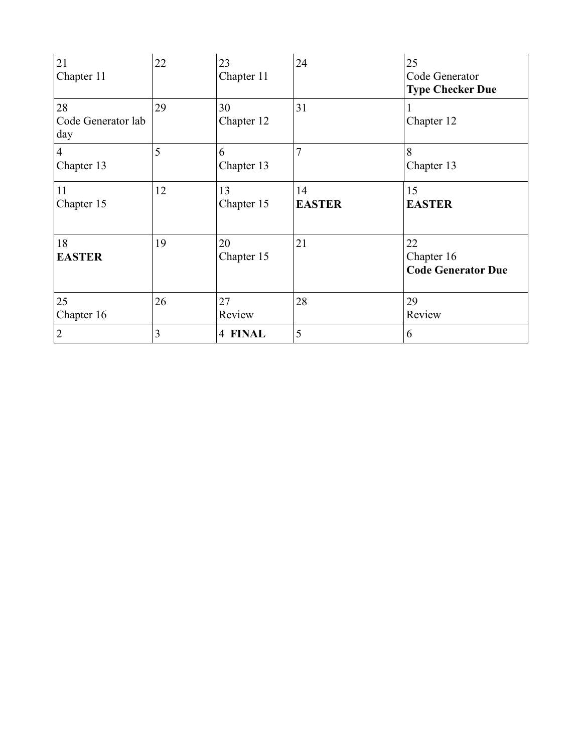| | | | | |
|---|---|---|---|---|
| 21<br>Chapter 11 | 22 | 23<br>Chapter 11 | 24 | 25<br>Code Generator<br>**Type Checker Due** |
| 28<br>Code Generator lab day | 29 | 30<br>Chapter 12 | 31 | 1<br>Chapter 12 |
| 4<br>Chapter 13 | 5 | 6<br>Chapter 13 | 7 | 8<br>Chapter 13 |
| 11<br>Chapter 15 | 12 | 13<br>Chapter 15 | 14<br>**EASTER** | 15<br>**EASTER** |
| 18<br>**EASTER** | 19 | 20<br>Chapter 15 | 21 | 22<br>Chapter 16<br>**Code Generator Due** |
| 25<br>Chapter 16 | 26 | 27<br>Review | 28 | 29<br>Review |
| 2 | 3 | 4 **FINAL** | 5 | 6 |